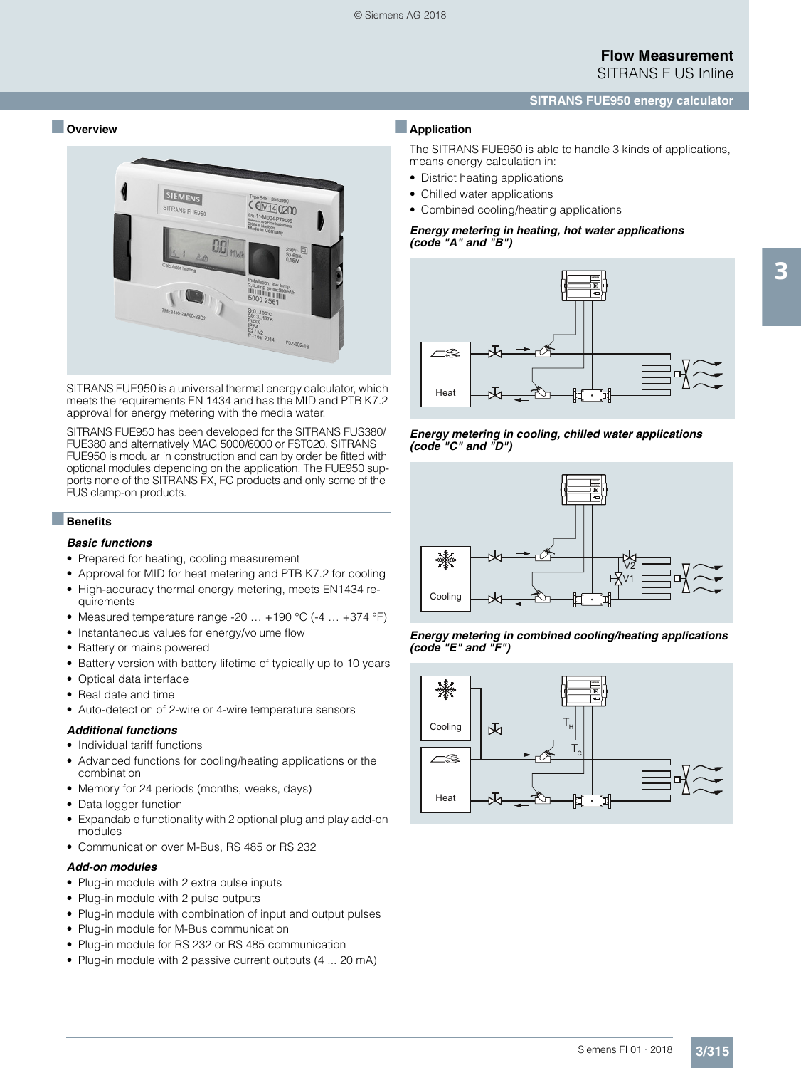# SITRANS FUE950 energy calculator

## Overview

SITRANS FUE950 is a universal thermal energy calculator, which meets the requirements EN 1434 and has the MID and PTB K7.2 approval for energy metering with the media water.

SITRANS FUE950 has been developed for the SITRANS FUS380/FUE380 and alternatively MAG 5000/6000 or FST020. SITRANS FUE950 is modular in construction and can by order be fitted with optional modules depending on the application. The FUE950 supports none of the SITRANS FX, FC products and only some of the FUS clamp-on products.

## Benefits

### *Basic functions*

- Prepared for heating, cooling measurement
- Approval for MID for heat metering and PTB K7.2 for cooling
- High-accuracy thermal energy metering, meets EN1434 requirements
- Measured temperature range -20 … +190 °C (-4 … +374 °F)
- Instantaneous values for energy/volume flow
- Battery or mains powered
- Battery version with battery lifetime of typically up to 10 years
- Optical data interface
- Real date and time
- Auto-detection of 2-wire or 4-wire temperature sensors

### *Additional functions*

- Individual tariff functions
- Advanced functions for cooling/heating applications or the combination
- Memory for 24 periods (months, weeks, days)
- Data logger function
- Expandable functionality with 2 optional plug and play add-on modules
- Communication over M-Bus, RS 485 or RS 232

### *Add-on modules*

- Plug-in module with 2 extra pulse inputs
- Plug-in module with 2 pulse outputs
- Plug-in module with combination of input and output pulses
- Plug-in module for M-Bus communication
- Plug-in module for RS 232 or RS 485 communication
- Plug-in module with 2 passive current outputs (4 ... 20 mA)

## Application

The SITRANS FUE950 is able to handle 3 kinds of applications, means energy calculation in:

- District heating applications
- Chilled water applications
- Combined cooling/heating applications

***Energy metering in heating, hot water applications (code "A" and "B")***

***Energy metering in cooling, chilled water applications (code "C" and "D")***

***Energy metering in combined cooling/heating applications (code "E" and "F")***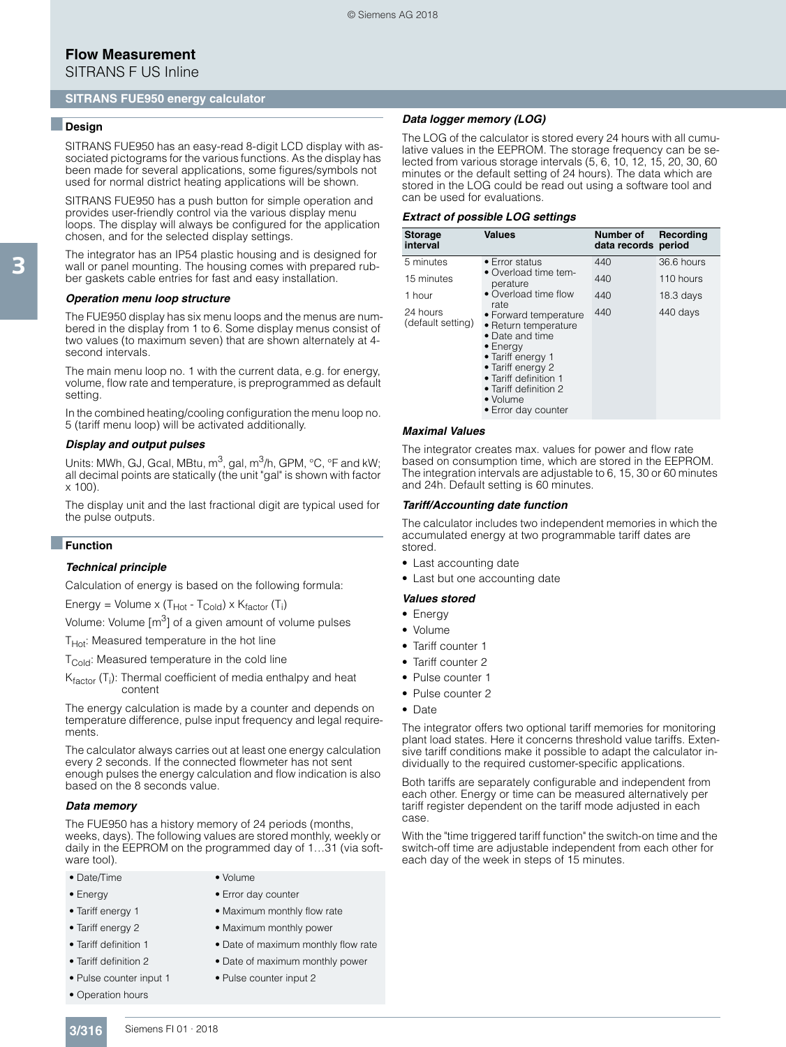# Flow Measurement

SITRANS F US Inline

## SITRANS FUE950 energy calculator

### Design

SITRANS FUE950 has an easy-read 8-digit LCD display with associated pictograms for the various functions. As the display has been made for several applications, some figures/symbols not used for normal district heating applications will be shown.

SITRANS FUE950 has a push button for simple operation and provides user-friendly control via the various display menu loops. The display will always be configured for the application chosen, and for the selected display settings.

The integrator has an IP54 plastic housing and is designed for wall or panel mounting. The housing comes with prepared rubber gaskets cable entries for fast and easy installation.

***Operation menu loop structure***

The FUE950 display has six menu loops and the menus are numbered in the display from 1 to 6. Some display menus consist of two values (to maximum seven) that are shown alternately at 4-second intervals.

The main menu loop no. 1 with the current data, e.g. for energy, volume, flow rate and temperature, is preprogrammed as default setting.

In the combined heating/cooling configuration the menu loop no. 5 (tariff menu loop) will be activated additionally.

***Display and output pulses***

Units: MWh, GJ, Gcal, MBtu, $m^3$, gal, $m^3$/h, GPM, °C, °F and kW; all decimal points are statically (the unit "gal" is shown with factor x 100).

The display unit and the last fractional digit are typical used for the pulse outputs.

### Function

***Technical principle***

Calculation of energy is based on the following formula:

Energy = Volume x ($T_{Hot}$ - $T_{Cold}$) x $K_{factor}$ ($T_i$)

Volume: Volume [$m^3$] of a given amount of volume pulses

$T_{Hot}$: Measured temperature in the hot line

$T_{Cold}$: Measured temperature in the cold line

$K_{factor}$ ($T_i$): Thermal coefficient of media enthalpy and heat content

The energy calculation is made by a counter and depends on temperature difference, pulse input frequency and legal requirements.

The calculator always carries out at least one energy calculation every 2 seconds. If the connected flowmeter has not sent enough pulses the energy calculation and flow indication is also based on the 8 seconds value.

***Data memory***

The FUE950 has a history memory of 24 periods (months, weeks, days). The following values are stored monthly, weekly or daily in the EEPROM on the programmed day of 1…31 (via software tool).

| | |
|---|---|
| • Date/Time | • Volume |
| • Energy | • Error day counter |
| • Tariff energy 1 | • Maximum monthly flow rate |
| • Tariff energy 2 | • Maximum monthly power |
| • Tariff definition 1 | • Date of maximum monthly flow rate |
| • Tariff definition 2 | • Date of maximum monthly power |
| • Pulse counter input 1 | • Pulse counter input 2 |
| • Operation hours | |

***Data logger memory (LOG)***

The LOG of the calculator is stored every 24 hours with all cumulative values in the EEPROM. The storage frequency can be selected from various storage intervals (5, 6, 10, 12, 15, 20, 30, 60 minutes or the default setting of 24 hours). The data which are stored in the LOG could be read out using a software tool and can be used for evaluations.

***Extract of possible LOG settings***

| Storage interval | Values | Number of data records | Recording period |
|---|---|---|---|
| 5 minutes | • Error status<br>• Overload time temperature<br>• Overload time flow rate<br>• Forward temperature<br>• Return temperature<br>• Date and time<br>• Energy<br>• Tariff energy 1<br>• Tariff energy 2<br>• Tariff definition 1<br>• Tariff definition 2<br>• Volume<br>• Error day counter | 440 | 36.6 hours |
| 15 minutes | | 440 | 110 hours |
| 1 hour | | 440 | 18.3 days |
| 24 hours (default setting) | | 440 | 440 days |

***Maximal Values***

The integrator creates max. values for power and flow rate based on consumption time, which are stored in the EEPROM. The integration intervals are adjustable to 6, 15, 30 or 60 minutes and 24h. Default setting is 60 minutes.

***Tariff/Accounting date function***

The calculator includes two independent memories in which the accumulated energy at two programmable tariff dates are stored.

- Last accounting date
- Last but one accounting date

***Values stored***

- Energy
- Volume
- Tariff counter 1
- Tariff counter 2
- Pulse counter 1
- Pulse counter 2
- Date

The integrator offers two optional tariff memories for monitoring plant load states. Here it concerns threshold value tariffs. Extensive tariff conditions make it possible to adapt the calculator individually to the required customer-specific applications.

Both tariffs are separately configurable and independent from each other. Energy or time can be measured alternatively per tariff register dependent on the tariff mode adjusted in each case.

With the "time triggered tariff function" the switch-on time and the switch-off time are adjustable independent from each other for each day of the week in steps of 15 minutes.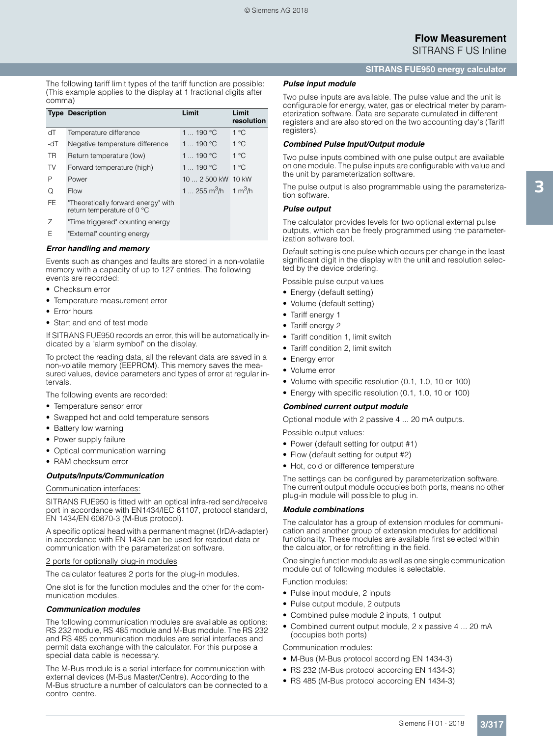The following tariff limit types of the tariff function are possible: (This example applies to the display at 1 fractional digits after comma)

| Type | Description | Limit | Limit resolution |
|---|---|---|---|
| dT | Temperature difference | 1 ... 190 °C | 1 °C |
| -dT | Negative temperature difference | 1 ... 190 °C | 1 °C |
| TR | Return temperature (low) | 1 ... 190 °C | 1 °C |
| TV | Forward temperature (high) | 1 ... 190 °C | 1 °C |
| P | Power | 10 ... 2 500 kW | 10 kW |
| Q | Flow | 1 ... 255 $m^3$/h | 1 $m^3$/h |
| FE | "Theoretically forward energy" with return temperature of 0 °C | | |
| Z | "Time triggered" counting energy | | |
| E | "External" counting energy | | |

***Error handling and memory***

Events such as changes and faults are stored in a non-volatile memory with a capacity of up to 127 entries. The following events are recorded:

- Checksum error
- Temperature measurement error
- Error hours
- Start and end of test mode

If SITRANS FUE950 records an error, this will be automatically indicated by a "alarm symbol" on the display.

To protect the reading data, all the relevant data are saved in a non-volatile memory (EEPROM). This memory saves the measured values, device parameters and types of error at regular intervals.

The following events are recorded:

- Temperature sensor error
- Swapped hot and cold temperature sensors
- Battery low warning
- Power supply failure
- Optical communication warning
- RAM checksum error

***Outputs/Inputs/Communication***

Communication interfaces:

SITRANS FUE950 is fitted with an optical infra-red send/receive port in accordance with EN1434/IEC 61107, protocol standard, EN 1434/EN 60870-3 (M-Bus protocol).

A specific optical head with a permanent magnet (IrDA-adapter) in accordance with EN 1434 can be used for readout data or communication with the parameterization software.

2 ports for optionally plug-in modules

The calculator features 2 ports for the plug-in modules.

One slot is for the function modules and the other for the communication modules.

***Communication modules***

The following communication modules are available as options: RS 232 module, RS 485 module and M-Bus module. The RS 232 and RS 485 communication modules are serial interfaces and permit data exchange with the calculator. For this purpose a special data cable is necessary.

The M-Bus module is a serial interface for communication with external devices (M-Bus Master/Centre). According to the M-Bus structure a number of calculators can be connected to a control centre.

***Pulse input module***

Two pulse inputs are available. The pulse value and the unit is configurable for energy, water, gas or electrical meter by parameterization software. Data are separate cumulated in different registers and are also stored on the two accounting day's (Tariff registers).

***Combined Pulse Input/Output module***

Two pulse inputs combined with one pulse output are available on one module. The pulse inputs are configurable with value and the unit by parameterization software.

The pulse output is also programmable using the parameterization software.

***Pulse output***

The calculator provides levels for two optional external pulse outputs, which can be freely programmed using the parameterization software tool.

Default setting is one pulse which occurs per change in the least significant digit in the display with the unit and resolution selected by the device ordering.

Possible pulse output values

- Energy (default setting)
- Volume (default setting)
- Tariff energy 1
- Tariff energy 2
- Tariff condition 1, limit switch
- Tariff condition 2, limit switch
- Energy error
- Volume error
- Volume with specific resolution (0.1, 1.0, 10 or 100)
- Energy with specific resolution (0.1, 1.0, 10 or 100)

***Combined current output module***

Optional module with 2 passive 4 ... 20 mA outputs.

Possible output values:

- Power (default setting for output #1)
- Flow (default setting for output #2)
- Hot, cold or difference temperature

The settings can be configured by parameterization software. The current output module occupies both ports, means no other plug-in module will possible to plug in.

***Module combinations***

The calculator has a group of extension modules for communication and another group of extension modules for additional functionality. These modules are available first selected within the calculator, or for retrofitting in the field.

One single function module as well as one single communication module out of following modules is selectable.

Function modules:

- Pulse input module, 2 inputs
- Pulse output module, 2 outputs
- Combined pulse module 2 inputs, 1 output
- Combined current output module, 2 x passive 4 ... 20 mA (occupies both ports)

Communication modules:

- M-Bus (M-Bus protocol according EN 1434-3)
- RS 232 (M-Bus protocol according EN 1434-3)
- RS 485 (M-Bus protocol according EN 1434-3)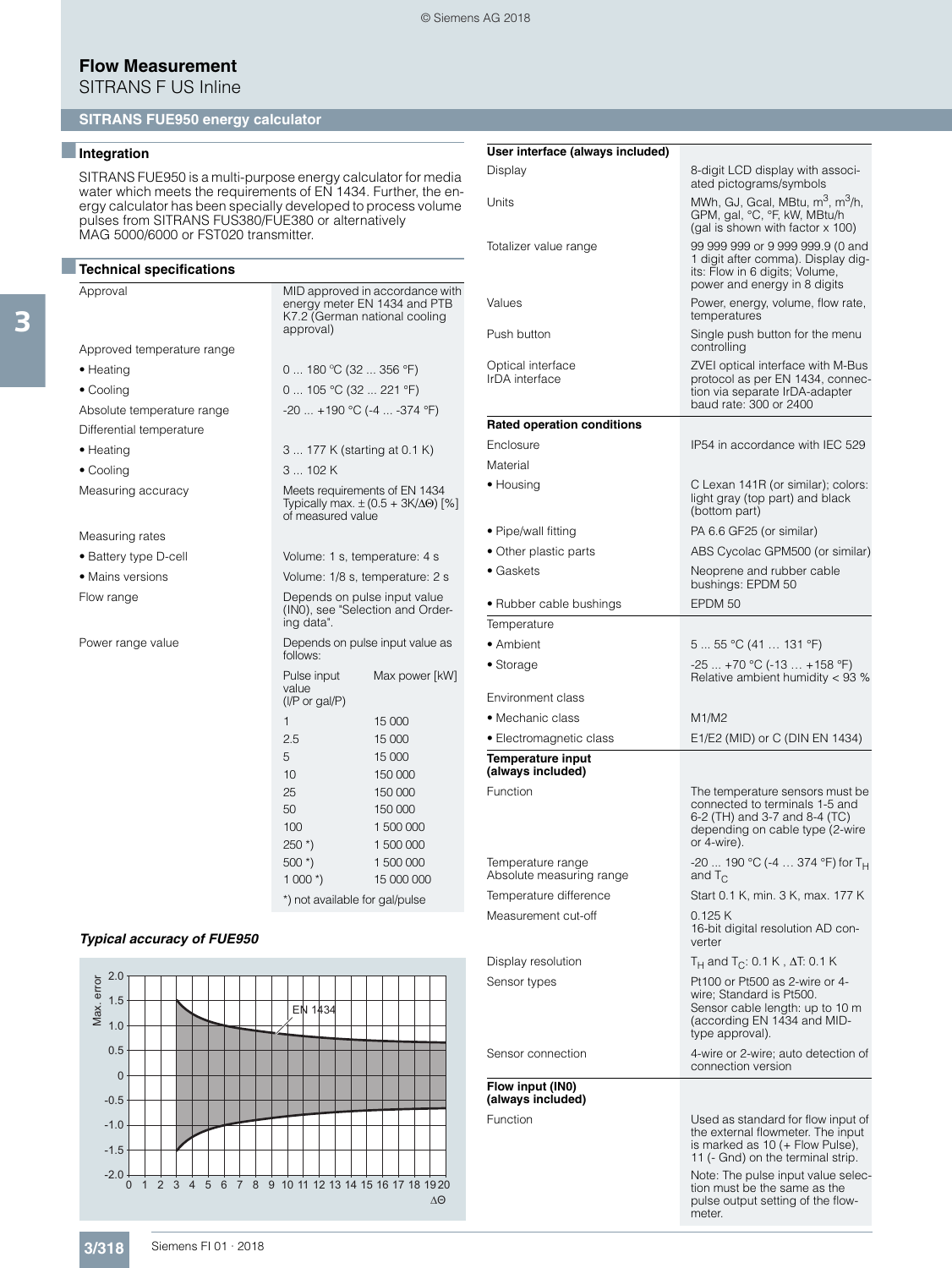# Flow Measurement

SITRANS F US Inline

## SITRANS FUE950 energy calculator

### Integration

SITRANS FUE950 is a multi-purpose energy calculator for media water which meets the requirements of EN 1434. Further, the energy calculator has been specially developed to process volume pulses from SITRANS FUS380/FUE380 or alternatively MAG 5000/6000 or FST020 transmitter.

### Technical specifications

| | |
|---|---|
| Approval | MID approved in accordance with energy meter EN 1434 and PTB K7.2 (German national cooling approval) |
| Approved temperature range | |
| • Heating | 0 ... 180 °C (32 ... 356 °F) |
| • Cooling | 0 ... 105 °C (32 ... 221 °F) |
| Absolute temperature range | -20 ... +190 °C (-4 ... -374 °F) |
| Differential temperature | |
| • Heating | 3 ... 177 K (starting at 0.1 K) |
| • Cooling | 3 ... 102 K |
| Measuring accuracy | Meets requirements of EN 1434 Typically max. ± (0.5 + 3K/ΔΘ) [%] of measured value |
| Measuring rates | |
| • Battery type D-cell | Volume: 1 s, temperature: 4 s |
| • Mains versions | Volume: 1/8 s, temperature: 2 s |
| Flow range | Depends on pulse input value (IN0), see "Selection and Ordering data". |
| Power range value | Depends on pulse input value as follows: |

| Pulse input value (l/P or gal/P) | Max power [kW] |
|---|---|
| 1 | 15 000 |
| 2.5 | 15 000 |
| 5 | 15 000 |
| 10 | 150 000 |
| 25 | 150 000 |
| 50 | 150 000 |
| 100 | 1 500 000 |
| 250 *) | 1 500 000 |
| 500 *) | 1 500 000 |
| 1 000 *) | 15 000 000 |

*) not available for gal/pulse

***Typical accuracy of FUE950***

| | |
|---|---|
| **User interface (always included)** | |
| Display | 8-digit LCD display with associated pictograms/symbols |
| Units | MWh, GJ, Gcal, MBtu, $m^3$, $m^3$/h, GPM, gal, °C, °F, kW, MBtu/h (gal is shown with factor x 100) |
| Totalizer value range | 99 999 999 or 9 999 999.9 (0 and 1 digit after comma). Display digits: Flow in 6 digits; Volume, power and energy in 8 digits |
| Values | Power, energy, volume, flow rate, temperatures |
| Push button | Single push button for the menu controlling |
| Optical interface<br>IrDA interface | ZVEI optical interface with M-Bus protocol as per EN 1434, connection via separate IrDA-adapter baud rate: 300 or 2400 |
| **Rated operation conditions** | |
| Enclosure | IP54 in accordance with IEC 529 |
| Material | |
| • Housing | C Lexan 141R (or similar); colors: light gray (top part) and black (bottom part) |
| • Pipe/wall fitting | PA 6.6 GF25 (or similar) |
| • Other plastic parts | ABS Cycolac GPM500 (or similar) |
| • Gaskets | Neoprene and rubber cable bushings: EPDM 50 |
| • Rubber cable bushings | EPDM 50 |
| Temperature | |
| • Ambient | 5 ... 55 °C (41 … 131 °F) |
| • Storage | -25 ... +70 °C (-13 … +158 °F) Relative ambient humidity < 93 % |
| Environment class | |
| • Mechanic class | M1/M2 |
| • Electromagnetic class | E1/E2 (MID) or C (DIN EN 1434) |
| **Temperature input (always included)** | |
| Function | The temperature sensors must be connected to terminals 1-5 and 6-2 (TH) and 3-7 and 8-4 (TC) depending on cable type (2-wire or 4-wire). |
| Temperature range<br>Absolute measuring range | -20 ... 190 °C (-4 … 374 °F) for $T_H$ and $T_C$ |
| Temperature difference | Start 0.1 K, min. 3 K, max. 177 K |
| Measurement cut-off | 0.125 K<br>16-bit digital resolution AD converter |
| Display resolution | $T_H$ and $T_C$: 0.1 K , ΔT: 0.1 K |
| Sensor types | Pt100 or Pt500 as 2-wire or 4-wire; Standard is Pt500.<br>Sensor cable length: up to 10 m (according EN 1434 and MID-type approval). |
| Sensor connection | 4-wire or 2-wire; auto detection of connection version |
| **Flow input (IN0) (always included)** | |
| Function | Used as standard for flow input of the external flowmeter. The input is marked as 10 (+ Flow Pulse), 11 (- Gnd) on the terminal strip.<br>Note: The pulse input value selection must be the same as the pulse output setting of the flowmeter. |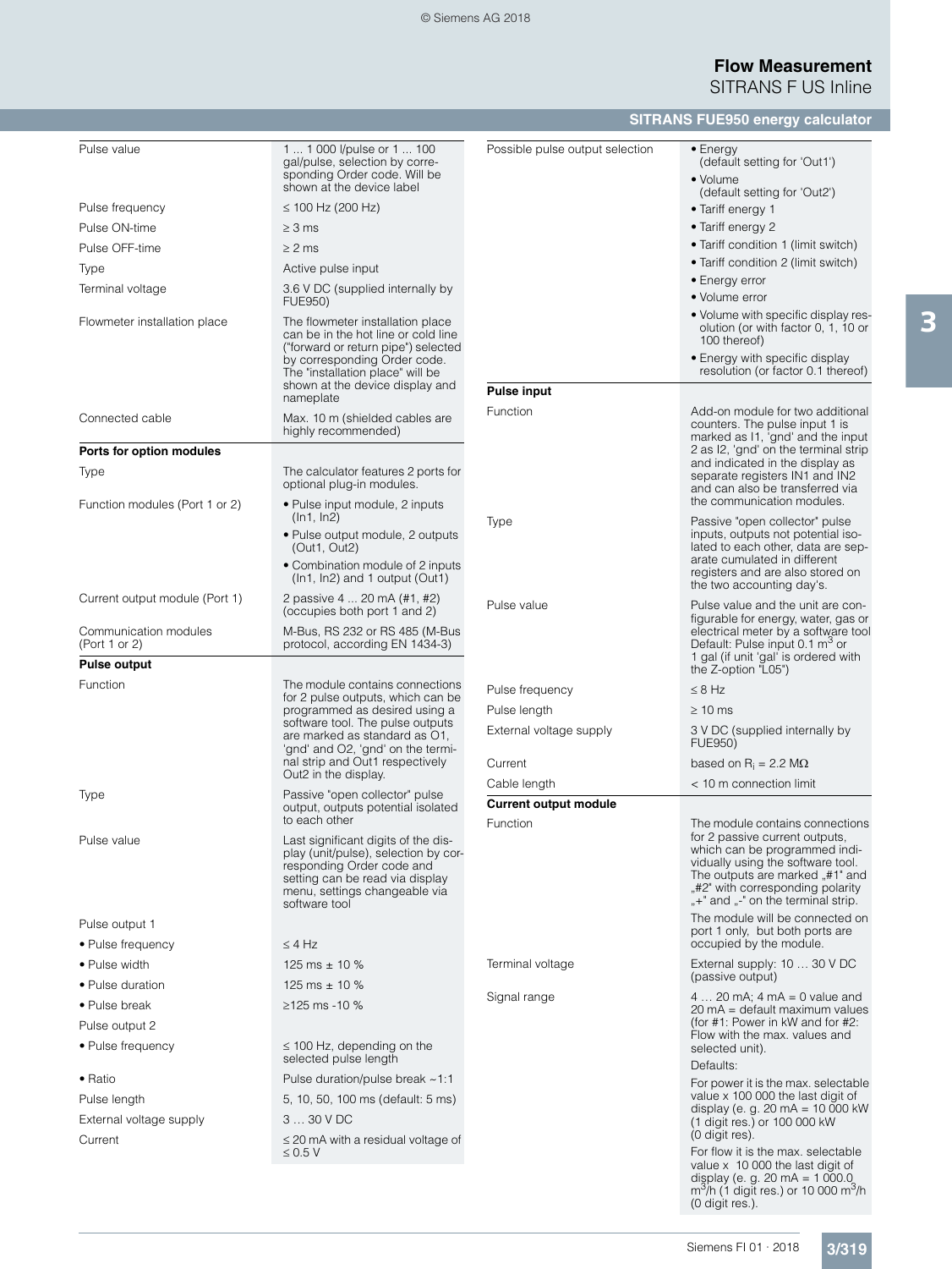| | |
|---|---|
| Pulse value | 1 ... 1 000 l/pulse or 1 ... 100 gal/pulse, selection by corresponding Order code. Will be shown at the device label |
| Pulse frequency | ≤ 100 Hz (200 Hz) |
| Pulse ON-time | ≥ 3 ms |
| Pulse OFF-time | ≥ 2 ms |
| Type | Active pulse input |
| Terminal voltage | 3.6 V DC (supplied internally by FUE950) |
| Flowmeter installation place | The flowmeter installation place can be in the hot line or cold line ("forward or return pipe") selected by corresponding Order code. The "installation place" will be shown at the device display and nameplate |
| Connected cable | Max. 10 m (shielded cables are highly recommended) |
| **Ports for option modules** | |
| Type | The calculator features 2 ports for optional plug-in modules. |
| Function modules (Port 1 or 2) | • Pulse input module, 2 inputs (In1, In2)<br>• Pulse output module, 2 outputs (Out1, Out2)<br>• Combination module of 2 inputs (In1, In2) and 1 output (Out1) |
| Current output module (Port 1) | 2 passive 4 ... 20 mA (#1, #2) (occupies both port 1 and 2) |
| Communication modules (Port 1 or 2) | M-Bus, RS 232 or RS 485 (M-Bus protocol, according EN 1434-3) |
| **Pulse output** | |
| Function | The module contains connections for 2 pulse outputs, which can be programmed as desired using a software tool. The pulse outputs are marked as standard as O1, 'gnd' and O2, 'gnd' on the terminal strip and Out1 respectively Out2 in the display. |
| Type | Passive "open collector" pulse output, outputs potential isolated to each other |
| Pulse value | Last significant digits of the display (unit/pulse), selection by corresponding Order code and setting can be read via display menu, settings changeable via software tool |
| Pulse output 1 | |
| • Pulse frequency | ≤ 4 Hz |
| • Pulse width | 125 ms ± 10 % |
| • Pulse duration | 125 ms ± 10 % |
| • Pulse break | ≥125 ms -10 % |
| Pulse output 2 | |
| • Pulse frequency | ≤ 100 Hz, depending on the selected pulse length |
| • Ratio | Pulse duration/pulse break ~1:1 |
| Pulse length | 5, 10, 50, 100 ms (default: 5 ms) |
| External voltage supply | 3 … 30 V DC |
| Current | ≤ 20 mA with a residual voltage of ≤ 0.5 V |
| Possible pulse output selection | • Energy (default setting for 'Out1')<br>• Volume (default setting for 'Out2')<br>• Tariff energy 1<br>• Tariff energy 2<br>• Tariff condition 1 (limit switch)<br>• Tariff condition 2 (limit switch)<br>• Energy error<br>• Volume error<br>• Volume with specific display resolution (or with factor 0, 1, 10 or 100 thereof)<br>• Energy with specific display resolution (or factor 0.1 thereof) |
| **Pulse input** | |
| Function | Add-on module for two additional counters. The pulse input 1 is marked as I1, 'gnd' and the input 2 as I2, 'gnd' on the terminal strip and indicated in the display as separate registers IN1 and IN2 and can also be transferred via the communication modules. |
| Type | Passive "open collector" pulse inputs, outputs not potential isolated to each other, data are separate cumulated in different registers and are also stored on the two accounting day's. |
| Pulse value | Pulse value and the unit are configurable for energy, water, gas or electrical meter by a software tool Default: Pulse input 0.1 $m^3$ or 1 gal (if unit 'gal' is ordered with the Z-option "L05") |
| Pulse frequency | ≤ 8 Hz |
| Pulse length | ≥ 10 ms |
| External voltage supply | 3 V DC (supplied internally by FUE950) |
| Current | based on $R_i$ = 2.2 MΩ |
| Cable length | < 10 m connection limit |
| **Current output module** | |
| Function | The module contains connections for 2 passive current outputs, which can be programmed individually using the software tool. The outputs are marked „#1" and „#2" with corresponding polarity „+" and „-" on the terminal strip.<br>The module will be connected on port 1 only, but both ports are occupied by the module. |
| Terminal voltage | External supply: 10 … 30 V DC (passive output) |
| Signal range | 4 … 20 mA; 4 mA = 0 value and 20 mA = default maximum values (for #1: Power in kW and for #2: Flow with the max. values and selected unit).<br>Defaults:<br>For power it is the max. selectable value x 100 000 the last digit of display (e. g. 20 mA = 10 000 kW (1 digit res.) or 100 000 kW (0 digit res).<br>For flow it is the max. selectable value x 10 000 the last digit of display (e. g. 20 mA = 1 000.0 $m^3$/h (1 digit res.) or 10 000 $m^3$/h (0 digit res.). |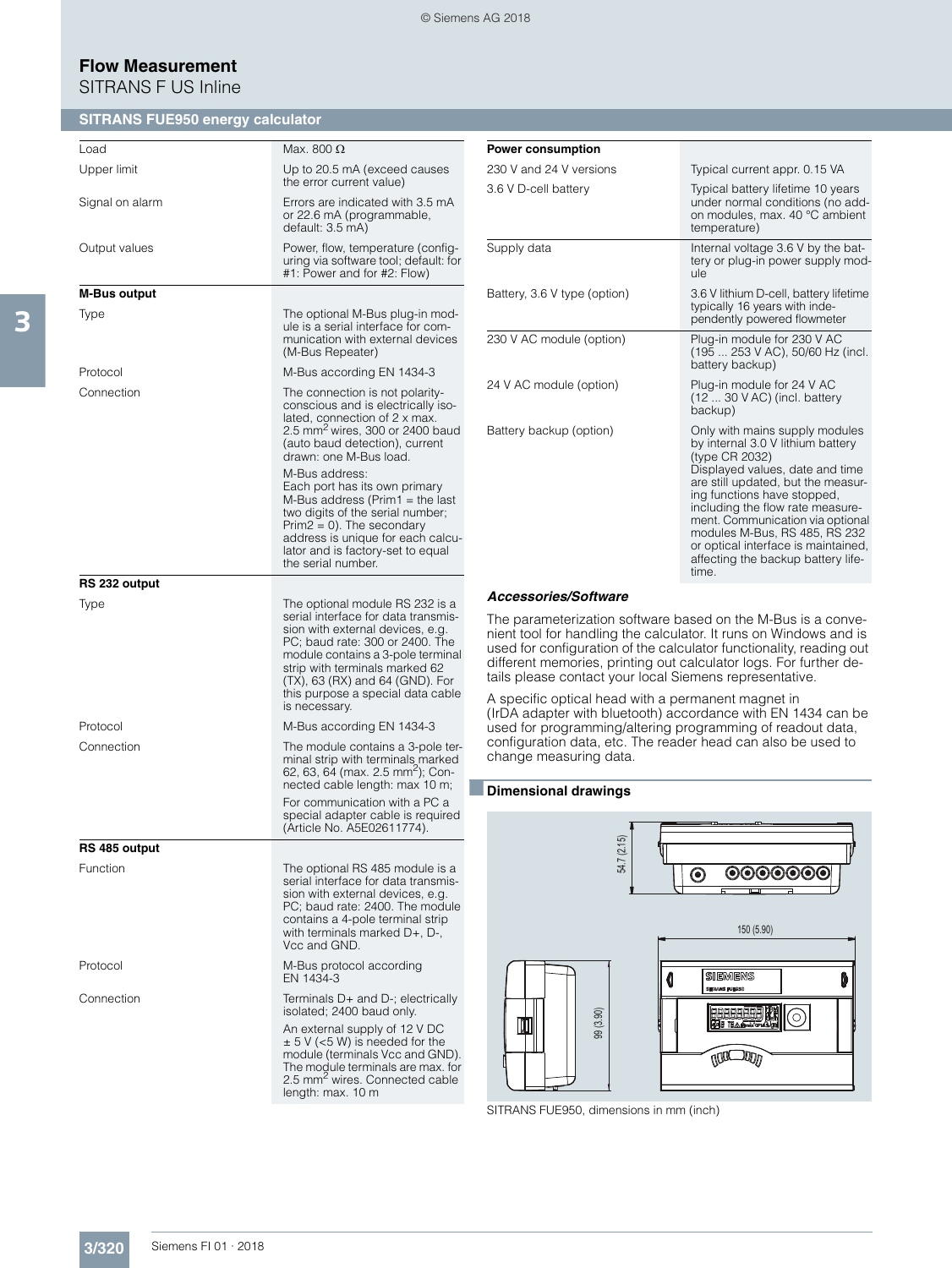# Flow Measurement

SITRANS F US Inline

## SITRANS FUE950 energy calculator

| | |
|---|---|
| Load | Max. 800 Ω |
| Upper limit | Up to 20.5 mA (exceed causes the error current value) |
| Signal on alarm | Errors are indicated with 3.5 mA or 22.6 mA (programmable, default: 3.5 mA) |
| Output values | Power, flow, temperature (configuring via software tool; default: for #1: Power and for #2: Flow) |
| **M-Bus output** | |
| Type | The optional M-Bus plug-in module is a serial interface for communication with external devices (M-Bus Repeater) |
| Protocol | M-Bus according EN 1434-3 |
| Connection | The connection is not polarity-conscious and is electrically isolated, connection of 2 x max. 2.5 $mm^2$ wires, 300 or 2400 baud (auto baud detection), current drawn: one M-Bus load.<br>M-Bus address:<br>Each port has its own primary M-Bus address (Prim1 = the last two digits of the serial number; Prim2 = 0). The secondary address is unique for each calculator and is factory-set to equal the serial number. |
| **RS 232 output** | |
| Type | The optional module RS 232 is a serial interface for data transmission with external devices, e.g. PC; baud rate: 300 or 2400. The module contains a 3-pole terminal strip with terminals marked 62 (TX), 63 (RX) and 64 (GND). For this purpose a special data cable is necessary. |
| Protocol | M-Bus according EN 1434-3 |
| Connection | The module contains a 3-pole terminal strip with terminals marked 62, 63, 64 (max. 2.5 $mm^2$); Connected cable length: max 10 m;<br>For communication with a PC a special adapter cable is required (Article No. A5E02611774). |
| **RS 485 output** | |
| Function | The optional RS 485 module is a serial interface for data transmission with external devices, e.g. PC; baud rate: 2400. The module contains a 4-pole terminal strip with terminals marked D+, D-, Vcc and GND. |
| Protocol | M-Bus protocol according EN 1434-3 |
| Connection | Terminals D+ and D-; electrically isolated; 2400 baud only.<br>An external supply of 12 V DC ± 5 V (<5 W) is needed for the module (terminals Vcc and GND). The module terminals are max. for 2.5 $mm^2$ wires. Connected cable length: max. 10 m |

| **Power consumption** | |
|---|---|
| 230 V and 24 V versions | Typical current appr. 0.15 VA |
| 3.6 V D-cell battery | Typical battery lifetime 10 years under normal conditions (no add-on modules, max. 40 °C ambient temperature) |
| Supply data | Internal voltage 3.6 V by the battery or plug-in power supply module |
| Battery, 3.6 V type (option) | 3.6 V lithium D-cell, battery lifetime typically 16 years with independently powered flowmeter |
| 230 V AC module (option) | Plug-in module for 230 V AC (195 ... 253 V AC), 50/60 Hz (incl. battery backup) |
| 24 V AC module (option) | Plug-in module for 24 V AC (12 ... 30 V AC) (incl. battery backup) |
| Battery backup (option) | Only with mains supply modules by internal 3.0 V lithium battery (type CR 2032)<br>Displayed values, date and time are still updated, but the measuring functions have stopped, including the flow rate measurement. Communication via optional modules M-Bus, RS 485, RS 232 or optical interface is maintained, affecting the backup battery lifetime. |

### *Accessories/Software*

The parameterization software based on the M-Bus is a convenient tool for handling the calculator. It runs on Windows and is used for configuration of the calculator functionality, reading out different memories, printing out calculator logs. For further details please contact your local Siemens representative.

A specific optical head with a permanent magnet in (IrDA adapter with bluetooth) accordance with EN 1434 can be used for programming/altering programming of readout data, configuration data, etc. The reader head can also be used to change measuring data.

## Dimensional drawings

54.7 (2.15)

150 (5.90)

99 (3.90)

SITRANS FUE950, dimensions in mm (inch)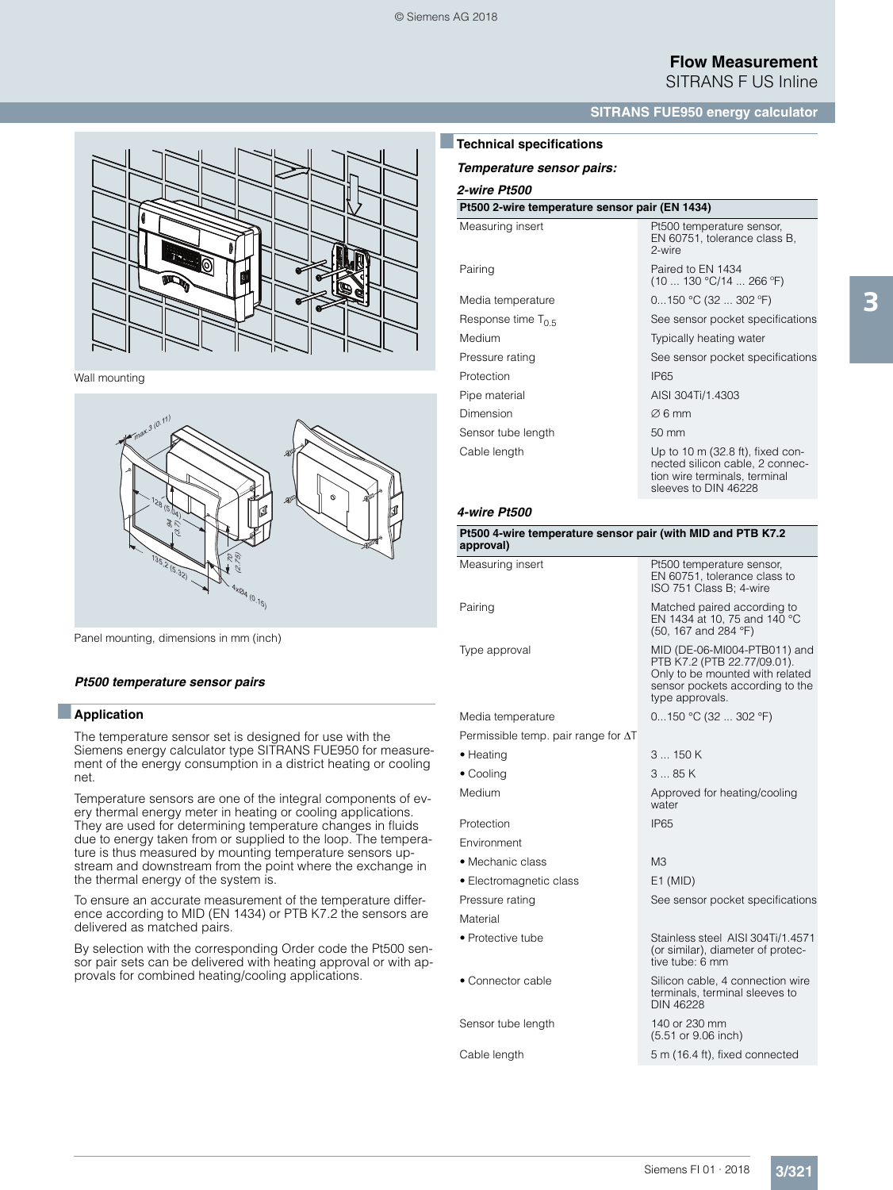Wall mounting

Panel mounting, dimensions in mm (inch)

*Pt500 temperature sensor pairs*

## Application

The temperature sensor set is designed for use with the Siemens energy calculator type SITRANS FUE950 for measurement of the energy consumption in a district heating or cooling net.

Temperature sensors are one of the integral components of every thermal energy meter in heating or cooling applications. They are used for determining temperature changes in fluids due to energy taken from or supplied to the loop. The temperature is thus measured by mounting temperature sensors upstream and downstream from the point where the exchange in the thermal energy of the system is.

To ensure an accurate measurement of the temperature difference according to MID (EN 1434) or PTB K7.2 the sensors are delivered as matched pairs.

By selection with the corresponding Order code the Pt500 sensor pair sets can be delivered with heating approval or with approvals for combined heating/cooling applications.

## Technical specifications

***Temperature sensor pairs:***

***2-wire Pt500***

| Pt500 2-wire temperature sensor pair (EN 1434) | |
|---|---|
| Measuring insert | Pt500 temperature sensor, EN 60751, tolerance class B, 2-wire |
| Pairing | Paired to EN 1434 (10 ... 130 °C/14 ... 266 °F) |
| Media temperature | 0...150 °C (32 ... 302 °F) |
| Response time $T_{0.5}$ | See sensor pocket specifications |
| Medium | Typically heating water |
| Pressure rating | See sensor pocket specifications |
| Protection | IP65 |
| Pipe material | AISI 304Ti/1.4303 |
| Dimension | ∅ 6 mm |
| Sensor tube length | 50 mm |
| Cable length | Up to 10 m (32.8 ft), fixed connected silicon cable, 2 connection wire terminals, terminal sleeves to DIN 46228 |

***4-wire Pt500***

| Pt500 4-wire temperature sensor pair (with MID and PTB K7.2 approval) | |
|---|---|
| Measuring insert | Pt500 temperature sensor, EN 60751, tolerance class to ISO 751 Class B; 4-wire |
| Pairing | Matched paired according to EN 1434 at 10, 75 and 140 °C (50, 167 and 284 °F) |
| Type approval | MID (DE-06-MI004-PTB011) and PTB K7.2 (PTB 22.77/09.01). Only to be mounted with related sensor pockets according to the type approvals. |
| Media temperature | 0...150 °C (32 ... 302 °F) |
| Permissible temp. pair range for ΔT | |
| • Heating | 3 ... 150 K |
| • Cooling | 3 ... 85 K |
| Medium | Approved for heating/cooling water |
| Protection | IP65 |
| Environment | |
| • Mechanic class | M3 |
| • Electromagnetic class | E1 (MID) |
| Pressure rating | See sensor pocket specifications |
| Material | |
| • Protective tube | Stainless steel AISI 304Ti/1.4571 (or similar), diameter of protective tube: 6 mm |
| • Connector cable | Silicon cable, 4 connection wire terminals, terminal sleeves to DIN 46228 |
| Sensor tube length | 140 or 230 mm (5.51 or 9.06 inch) |
| Cable length | 5 m (16.4 ft), fixed connected |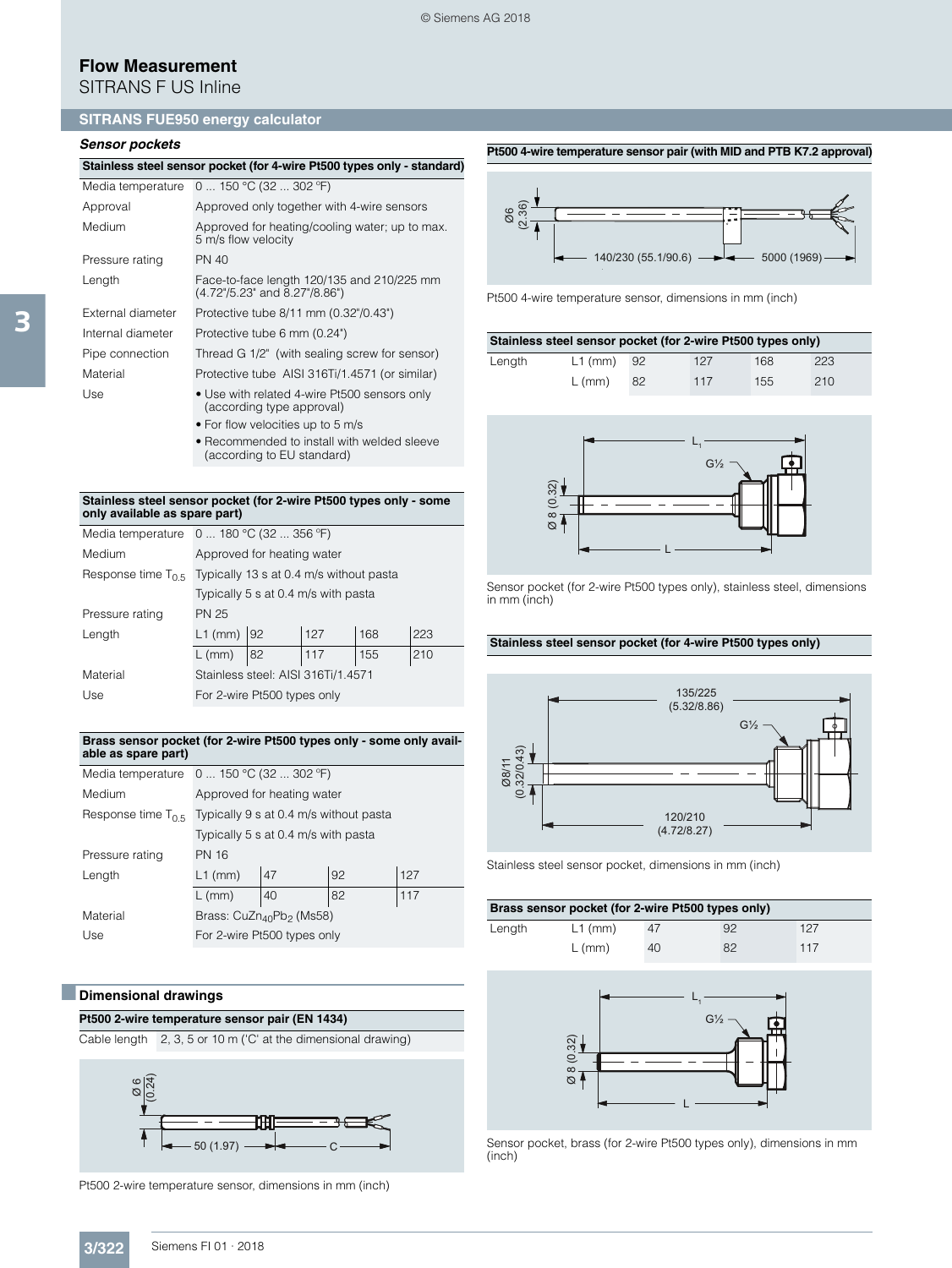# Flow Measurement

SITRANS F US Inline

## SITRANS FUE950 energy calculator

### *Sensor pockets*

| Stainless steel sensor pocket (for 4-wire Pt500 types only - standard) | |
|---|---|
| Media temperature | 0 ... 150 °C (32 ... 302 °F) |
| Approval | Approved only together with 4-wire sensors |
| Medium | Approved for heating/cooling water; up to max. 5 m/s flow velocity |
| Pressure rating | PN 40 |
| Length | Face-to-face length 120/135 and 210/225 mm (4.72"/5.23" and 8.27"/8.86") |
| External diameter | Protective tube 8/11 mm (0.32"/0.43") |
| Internal diameter | Protective tube 6 mm (0.24") |
| Pipe connection | Thread G 1/2" (with sealing screw for sensor) |
| Material | Protective tube AISI 316Ti/1.4571 (or similar) |
| Use | • Use with related 4-wire Pt500 sensors only (according type approval)<br>• For flow velocities up to 5 m/s<br>• Recommended to install with welded sleeve (according to EU standard) |

| Stainless steel sensor pocket (for 2-wire Pt500 types only - some only available as spare part) | | | | | |
|---|---|---|---|---|---|
| Media temperature | 0 ... 180 °C (32 ... 356 °F) | | | | |
| Medium | Approved for heating water | | | | |
| Response time $T_{0.5}$ | Typically 13 s at 0.4 m/s without pasta | | | | |
| | Typically 5 s at 0.4 m/s with pasta | | | | |
| Pressure rating | PN 25 | | | | |
| Length | L1 (mm) | 92 | 127 | 168 | 223 |
| | L (mm) | 82 | 117 | 155 | 210 |
| Material | Stainless steel: AISI 316Ti/1.4571 | | | | |
| Use | For 2-wire Pt500 types only | | | | |

| Brass sensor pocket (for 2-wire Pt500 types only - some only available as spare part) | | | | |
|---|---|---|---|---|
| Media temperature | 0 ... 150 °C (32 ... 302 °F) | | | |
| Medium | Approved for heating water | | | |
| Response time $T_{0.5}$ | Typically 9 s at 0.4 m/s without pasta | | | |
| | Typically 5 s at 0.4 m/s with pasta | | | |
| Pressure rating | PN 16 | | | |
| Length | L1 (mm) | 47 | 92 | 127 |
| | L (mm) | 40 | 82 | 117 |
| Material | Brass: $CuZn_{40}Pb_2$ (Ms58) | | | |
| Use | For 2-wire Pt500 types only | | | |

## Dimensional drawings

| Pt500 2-wire temperature sensor pair (EN 1434) | |
|---|---|
| Cable length | 2, 3, 5 or 10 m ('C' at the dimensional drawing) |

Ø 6 (0.24) — 50 (1.97) — C

Pt500 2-wire temperature sensor, dimensions in mm (inch)

**Pt500 4-wire temperature sensor pair (with MID and PTB K7.2 approval)**

Ø6 (2.36) — 140/230 (55.1/90.6) — 5000 (1969)

Pt500 4-wire temperature sensor, dimensions in mm (inch)

| Stainless steel sensor pocket (for 2-wire Pt500 types only) | | | | | |
|---|---|---|---|---|---|
| Length | L1 (mm) | 92 | 127 | 168 | 223 |
| | L (mm) | 82 | 117 | 155 | 210 |

$L_1$ — G½ — Ø 8 (0.32) — L

Sensor pocket (for 2-wire Pt500 types only), stainless steel, dimensions in mm (inch)

**Stainless steel sensor pocket (for 4-wire Pt500 types only)**

135/225 (5.32/8.86) — G½ — Ø8/11 (0.32/0.43) — 120/210 (4.72/8.27)

Stainless steel sensor pocket, dimensions in mm (inch)

| Brass sensor pocket (for 2-wire Pt500 types only) | | | | |
|---|---|---|---|---|
| Length | L1 (mm) | 47 | 92 | 127 |
| | L (mm) | 40 | 82 | 117 |

$L_1$ — G½ — Ø 8 (0.32) — L

Sensor pocket, brass (for 2-wire Pt500 types only), dimensions in mm (inch)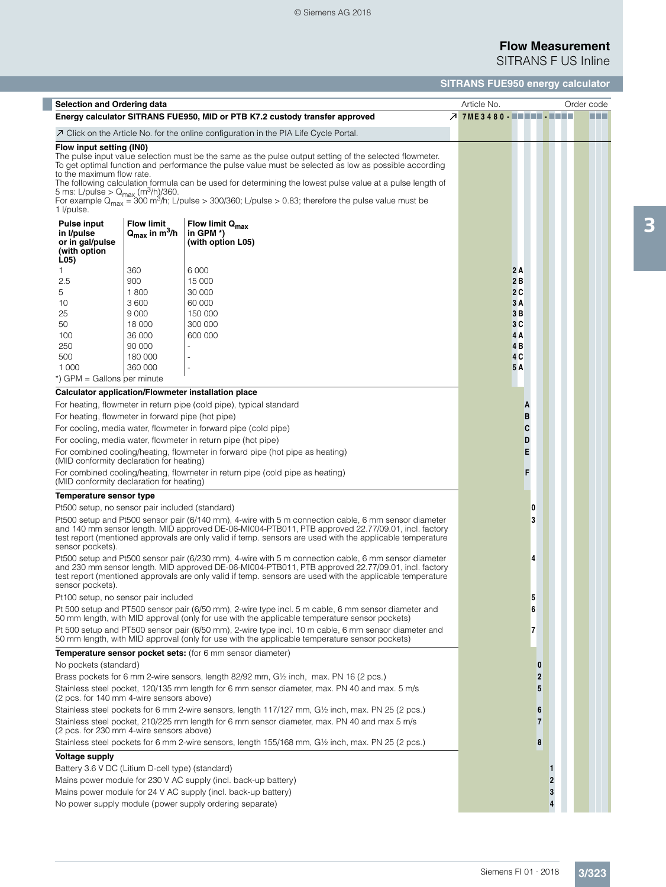# Flow Measurement

SITRANS F US Inline

## SITRANS FUE950 energy calculator

### Selection and Ordering data

| Selection and Ordering data | Article No. | Order code |
|---|---|---|
| **Energy calculator SITRANS FUE950, MID or PTB K7.2 custody transfer approved** | ↗ **7ME3480-■■■■■-■■■■** | ■■■ |
| ↗ Click on the Article No. for the online configuration in the PIA Life Cycle Portal. | | |

**Flow input setting (IN0)**

The pulse input value selection must be the same as the pulse output setting of the selected flowmeter. To get optimal function and performance the pulse value must be selected as low as possible according to the maximum flow rate.

The following calculation formula can be used for determining the lowest pulse value at a pulse length of 5 ms: L/pulse > $Q_{max}$ ($m^3/h$)/360.

For example $Q_{max}$ = 300 $m^3/h$; L/pulse > 300/360; L/pulse > 0.83; therefore the pulse value must be 1 l/pulse.

| Pulse input in l/pulse or in gal/pulse (with option L05) | Flow limit $Q_{max}$ in $m^3/h$ | Flow limit $Q_{max}$ in GPM *) (with option L05) | Code |
|---|---|---|---|
| 1 | 360 | 6 000 | 2 A |
| 2.5 | 900 | 15 000 | 2 B |
| 5 | 1 800 | 30 000 | 2 C |
| 10 | 3 600 | 60 000 | 3 A |
| 25 | 9 000 | 150 000 | 3 B |
| 50 | 18 000 | 300 000 | 3 C |
| 100 | 36 000 | 600 000 | 4 A |
| 250 | 90 000 | - | 4 B |
| 500 | 180 000 | - | 4 C |
| 1 000 | 360 000 | - | 5 A |

*) GPM = Gallons per minute

**Calculator application/Flowmeter installation place**

| Description | Code |
|---|---|
| For heating, flowmeter in return pipe (cold pipe), typical standard | A |
| For heating, flowmeter in forward pipe (hot pipe) | B |
| For cooling, media water, flowmeter in forward pipe (cold pipe) | C |
| For cooling, media water, flowmeter in return pipe (hot pipe) | D |
| For combined cooling/heating, flowmeter in forward pipe (hot pipe as heating) (MID conformity declaration for heating) | E |
| For combined cooling/heating, flowmeter in return pipe (cold pipe as heating) (MID conformity declaration for heating) | F |

**Temperature sensor type**

| Description | Code |
|---|---|
| Pt500 setup, no sensor pair included (standard) | 0 |
| Pt500 setup and Pt500 sensor pair (6/140 mm), 4-wire with 5 m connection cable, 6 mm sensor diameter and 140 mm sensor length. MID approved DE-06-MI004-PTB011, PTB approved 22.77/09.01, incl. factory test report (mentioned approvals are only valid if temp. sensors are used with the applicable temperature sensor pockets). | 3 |
| Pt500 setup and Pt500 sensor pair (6/230 mm), 4-wire with 5 m connection cable, 6 mm sensor diameter and 230 mm sensor length. MID approved DE-06-MI004-PTB011, PTB approved 22.77/09.01, incl. factory test report (mentioned approvals are only valid if temp. sensors are used with the applicable temperature sensor pockets). | 4 |
| Pt100 setup, no sensor pair included | 5 |
| Pt 500 setup and PT500 sensor pair (6/50 mm), 2-wire type incl. 5 m cable, 6 mm sensor diameter and 50 mm length, with MID approval (only for use with the applicable temperature sensor pockets) | 6 |
| Pt 500 setup and PT500 sensor pair (6/50 mm), 2-wire type incl. 10 m cable, 6 mm sensor diameter and 50 mm length, with MID approval (only for use with the applicable temperature sensor pockets) | 7 |

**Temperature sensor pocket sets:** (for 6 mm sensor diameter)

| Description | Code |
|---|---|
| No pockets (standard) | 0 |
| Brass pockets for 6 mm 2-wire sensors, length 82/92 mm, G½ inch, max. PN 16 (2 pcs.) | 2 |
| Stainless steel pocket, 120/135 mm length for 6 mm sensor diameter, max. PN 40 and max. 5 m/s (2 pcs. for 140 mm 4-wire sensors above) | 5 |
| Stainless steel pockets for 6 mm 2-wire sensors, length 117/127 mm, G½ inch, max. PN 25 (2 pcs.) | 6 |
| Stainless steel pocket, 210/225 mm length for 6 mm sensor diameter, max. PN 40 and max 5 m/s (2 pcs. for 230 mm 4-wire sensors above) | 7 |
| Stainless steel pockets for 6 mm 2-wire sensors, length 155/168 mm, G½ inch, max. PN 25 (2 pcs.) | 8 |

**Voltage supply**

| Description | Code |
|---|---|
| Battery 3.6 V DC (Litium D-cell type) (standard) | 1 |
| Mains power module for 230 V AC supply (incl. back-up battery) | 2 |
| Mains power module for 24 V AC supply (incl. back-up battery) | 3 |
| No power supply module (power supply ordering separate) | 4 |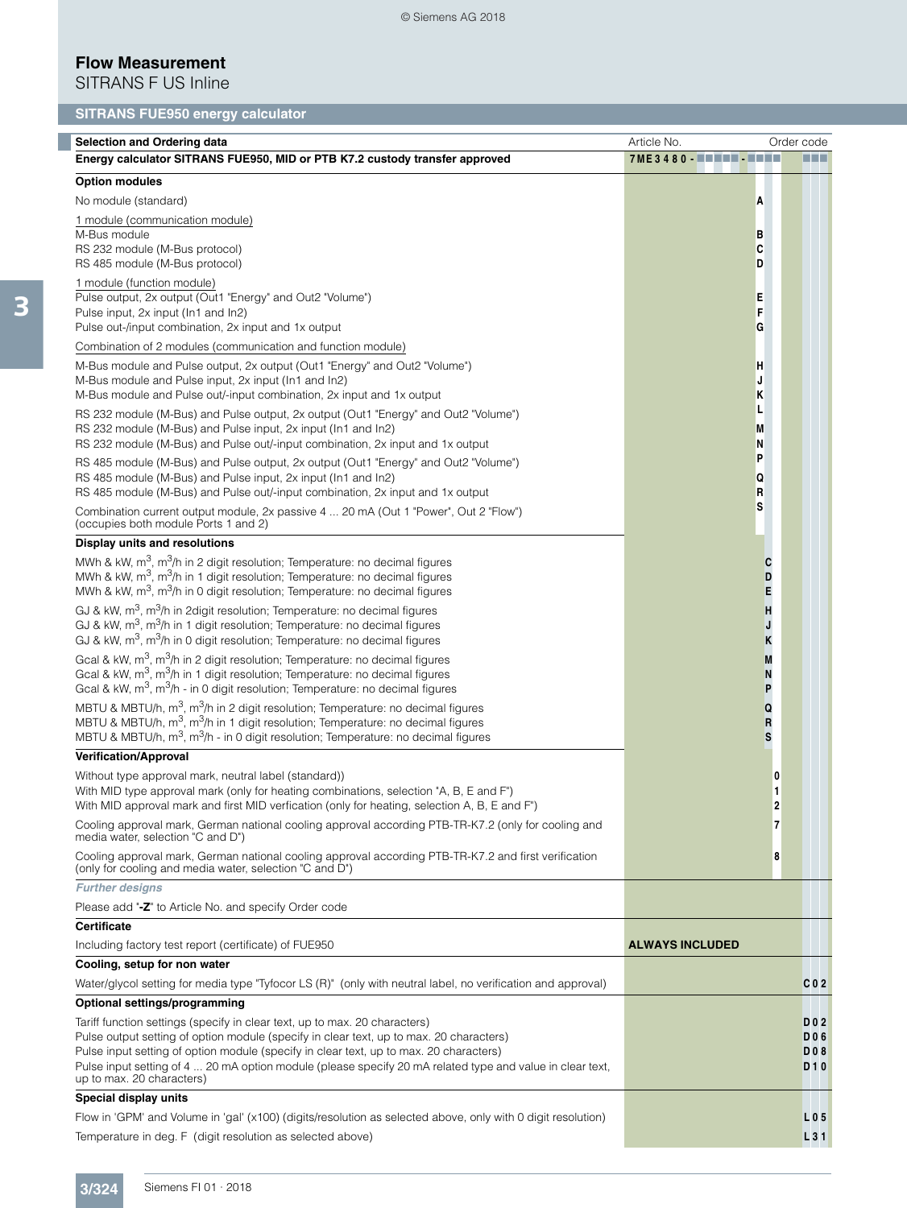# Flow Measurement

SITRANS F US Inline

## SITRANS FUE950 energy calculator

| Selection and Ordering data | Article No. | Order code |
|---|---|---|
| **Energy calculator SITRANS FUE950, MID or PTB K7.2 custody transfer approved** | **7ME3480-■■■■■-■■■■** | **■■■** |
| **Option modules** | | |
| No module (standard) | A | |
| 1 module (communication module) | | |
| M-Bus module | B | |
| RS 232 module (M-Bus protocol) | C | |
| RS 485 module (M-Bus protocol) | D | |
| 1 module (function module) | | |
| Pulse output, 2x output (Out1 "Energy" and Out2 "Volume") | E | |
| Pulse input, 2x input (In1 and In2) | F | |
| Pulse out-/input combination, 2x input and 1x output | G | |
| Combination of 2 modules (communication and function module) | | |
| M-Bus module and Pulse output, 2x output (Out1 "Energy" and Out2 "Volume") | H | |
| M-Bus module and Pulse input, 2x input (In1 and In2) | J | |
| M-Bus module and Pulse out/-input combination, 2x input and 1x output | K | |
| RS 232 module (M-Bus) and Pulse output, 2x output (Out1 "Energy" and Out2 "Volume") | L | |
| RS 232 module (M-Bus) and Pulse input, 2x input (In1 and In2) | M | |
| RS 232 module (M-Bus) and Pulse out/-input combination, 2x input and 1x output | N | |
| RS 485 module (M-Bus) and Pulse output, 2x output (Out1 "Energy" and Out2 "Volume") | P | |
| RS 485 module (M-Bus) and Pulse input, 2x input (In1 and In2) | Q | |
| RS 485 module (M-Bus) and Pulse out/-input combination, 2x input and 1x output | R | |
| Combination current output module, 2x passive 4 ... 20 mA (Out 1 "Power", Out 2 "Flow") (occupies both module Ports 1 and 2) | S | |
| **Display units and resolutions** | | |
| MWh & kW, $m^3$, $m^3$/h in 2 digit resolution; Temperature: no decimal figures | C | |
| MWh & kW, $m^3$, $m^3$/h in 1 digit resolution; Temperature: no decimal figures | D | |
| MWh & kW, $m^3$, $m^3$/h in 0 digit resolution; Temperature: no decimal figures | E | |
| GJ & kW, $m^3$, $m^3$/h in 2digit resolution; Temperature: no decimal figures | H | |
| GJ & kW, $m^3$, $m^3$/h in 1 digit resolution; Temperature: no decimal figures | J | |
| GJ & kW, $m^3$, $m^3$/h in 0 digit resolution; Temperature: no decimal figures | K | |
| Gcal & kW, $m^3$, $m^3$/h in 2 digit resolution; Temperature: no decimal figures | M | |
| Gcal & kW, $m^3$, $m^3$/h in 1 digit resolution; Temperature: no decimal figures | N | |
| Gcal & kW, $m^3$, $m^3$/h - in 0 digit resolution; Temperature: no decimal figures | P | |
| MBTU & MBTU/h, $m^3$, $m^3$/h in 2 digit resolution; Temperature: no decimal figures | Q | |
| MBTU & MBTU/h, $m^3$, $m^3$/h in 1 digit resolution; Temperature: no decimal figures | R | |
| MBTU & MBTU/h, $m^3$, $m^3$/h - in 0 digit resolution; Temperature: no decimal figures | S | |
| **Verification/Approval** | | |
| Without type approval mark, neutral label (standard)) | 0 | |
| With MID type approval mark (only for heating combinations, selection "A, B, E and F") | 1 | |
| With MID approval mark and first MID verfication (only for heating, selection A, B, E and F") | 2 | |
| Cooling approval mark, German national cooling approval according PTB-TR-K7.2 (only for cooling and media water, selection "C and D") | 7 | |
| Cooling approval mark, German national cooling approval according PTB-TR-K7.2 and first verification (only for cooling and media water, selection "C and D") | 8 | |
| ***Further designs*** | | |
| Please add "**-Z**" to Article No. and specify Order code | | |
| **Certificate** | | |
| Including factory test report (certificate) of FUE950 | **ALWAYS INCLUDED** | |
| **Cooling, setup for non water** | | |
| Water/glycol setting for media type "Tyfocor LS (R)" (only with neutral label, no verification and approval) | | C02 |
| **Optional settings/programming** | | |
| Tariff function settings (specify in clear text, up to max. 20 characters) | | D02 |
| Pulse output setting of option module (specify in clear text, up to max. 20 characters) | | D06 |
| Pulse input setting of option module (specify in clear text, up to max. 20 characters) | | D08 |
| Pulse input setting of 4 ... 20 mA option module (please specify 20 mA related type and value in clear text, up to max. 20 characters) | | D10 |
| **Special display units** | | |
| Flow in 'GPM' and Volume in 'gal' (x100) (digits/resolution as selected above, only with 0 digit resolution) | | L05 |
| Temperature in deg. F (digit resolution as selected above) | | L31 |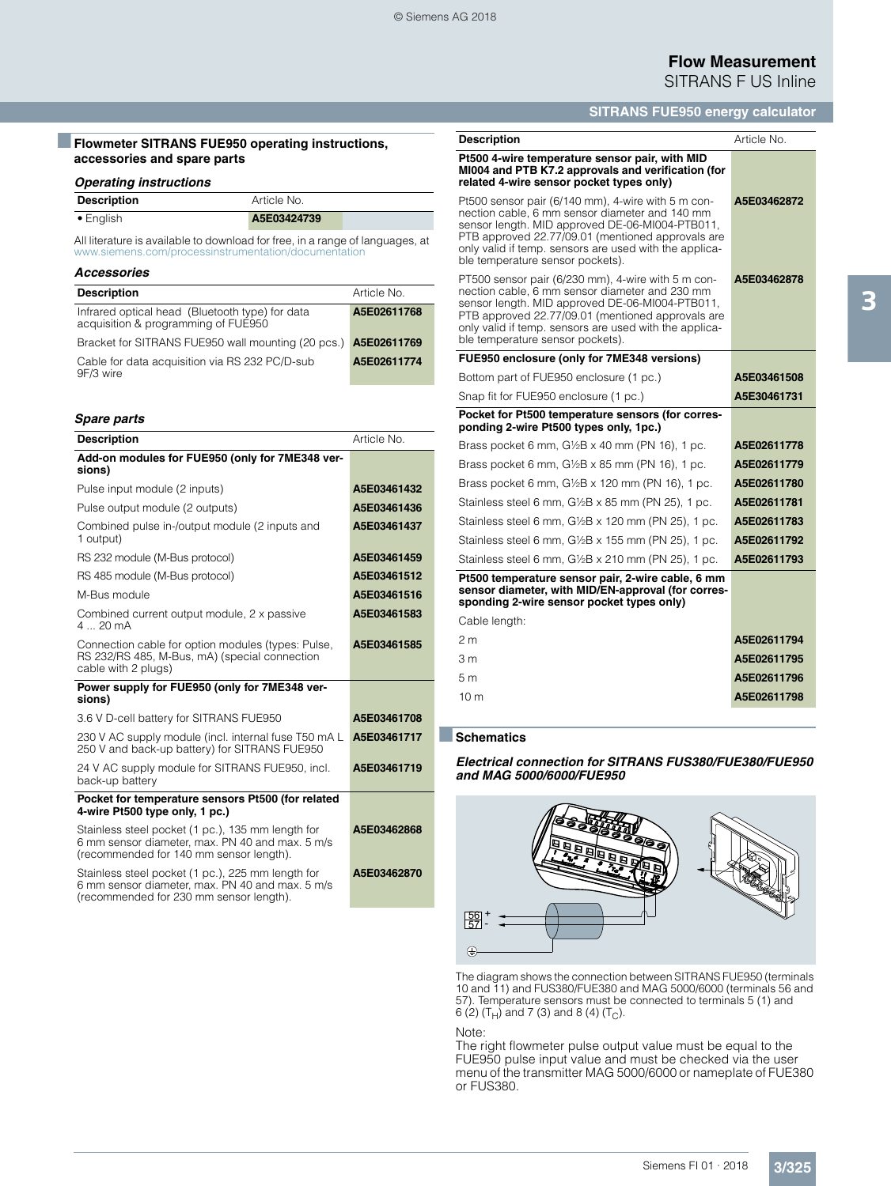## Flowmeter SITRANS FUE950 operating instructions, accessories and spare parts

### Operating instructions

| Description | Article No. |
|---|---|
| • English | A5E03424739 |

All literature is available to download for free, in a range of languages, at www.siemens.com/processinstrumentation/documentation

### Accessories

| Description | Article No. |
|---|---|
| Infrared optical head (Bluetooth type) for data acquisition & programming of FUE950 | A5E02611768 |
| Bracket for SITRANS FUE950 wall mounting (20 pcs.) | A5E02611769 |
| Cable for data acquisition via RS 232 PC/D-sub 9F/3 wire | A5E02611774 |

### Spare parts

| Description | Article No. |
|---|---|
| **Add-on modules for FUE950 (only for 7ME348 versions)** | |
| Pulse input module (2 inputs) | A5E03461432 |
| Pulse output module (2 outputs) | A5E03461436 |
| Combined pulse in-/output module (2 inputs and 1 output) | A5E03461437 |
| RS 232 module (M-Bus protocol) | A5E03461459 |
| RS 485 module (M-Bus protocol) | A5E03461512 |
| M-Bus module | A5E03461516 |
| Combined current output module, 2 x passive 4 ... 20 mA | A5E03461583 |
| Connection cable for option modules (types: Pulse, RS 232/RS 485, M-Bus, mA) (special connection cable with 2 plugs) | A5E03461585 |
| **Power supply for FUE950 (only for 7ME348 versions)** | |
| 3.6 V D-cell battery for SITRANS FUE950 | A5E03461708 |
| 230 V AC supply module (incl. internal fuse T50 mA L 250 V and back-up battery) for SITRANS FUE950 | A5E03461717 |
| 24 V AC supply module for SITRANS FUE950, incl. back-up battery | A5E03461719 |
| **Pocket for temperature sensors Pt500 (for related 4-wire Pt500 type only, 1 pc.)** | |
| Stainless steel pocket (1 pc.), 135 mm length for 6 mm sensor diameter, max. PN 40 and max. 5 m/s (recommended for 140 mm sensor length). | A5E03462868 |
| Stainless steel pocket (1 pc.), 225 mm length for 6 mm sensor diameter, max. PN 40 and max. 5 m/s (recommended for 230 mm sensor length). | A5E03462870 |
| **Pt500 4-wire temperature sensor pair, with MID MI004 and PTB K7.2 approvals and verification (for related 4-wire sensor pocket types only)** | |
| Pt500 sensor pair (6/140 mm), 4-wire with 5 m connection cable, 6 mm sensor diameter and 140 mm sensor length. MID approved DE-06-MI004-PTB011, PTB approved 22.77/09.01 (mentioned approvals are only valid if temp. sensors are used with the applicable temperature sensor pockets). | A5E03462872 |
| PT500 sensor pair (6/230 mm), 4-wire with 5 m connection cable, 6 mm sensor diameter and 230 mm sensor length. MID approved DE-06-MI004-PTB011, PTB approved 22.77/09.01 (mentioned approvals are only valid if temp. sensors are used with the applicable temperature sensor pockets). | A5E03462878 |
| **FUE950 enclosure (only for 7ME348 versions)** | |
| Bottom part of FUE950 enclosure (1 pc.) | A5E03461508 |
| Snap fit for FUE950 enclosure (1 pc.) | A5E30461731 |
| **Pocket for Pt500 temperature sensors (for corresponding 2-wire Pt500 types only, 1pc.)** | |
| Brass pocket 6 mm, G½B x 40 mm (PN 16), 1 pc. | A5E02611778 |
| Brass pocket 6 mm, G½B x 85 mm (PN 16), 1 pc. | A5E02611779 |
| Brass pocket 6 mm, G½B x 120 mm (PN 16), 1 pc. | A5E02611780 |
| Stainless steel 6 mm, G½B x 85 mm (PN 25), 1 pc. | A5E02611781 |
| Stainless steel 6 mm, G½B x 120 mm (PN 25), 1 pc. | A5E02611783 |
| Stainless steel 6 mm, G½B x 155 mm (PN 25), 1 pc. | A5E02611792 |
| Stainless steel 6 mm, G½B x 210 mm (PN 25), 1 pc. | A5E02611793 |
| **Pt500 temperature sensor pair, 2-wire cable, 6 mm sensor diameter, with MID/EN-approval (for corresponding 2-wire sensor pocket types only)** | |
| Cable length: | |
| 2 m | A5E02611794 |
| 3 m | A5E02611795 |
| 5 m | A5E02611796 |
| 10 m | A5E02611798 |

## Schematics

### *Electrical connection for SITRANS FUS380/FUE380/FUE950 and MAG 5000/6000/FUE950*

56 +
57 -

The diagram shows the connection between SITRANS FUE950 (terminals 10 and 11) and FUS380/FUE380 and MAG 5000/6000 (terminals 56 and 57). Temperature sensors must be connected to terminals 5 (1) and 6 (2) ($T_H$) and 7 (3) and 8 (4) ($T_C$).

Note:
The right flowmeter pulse output value must be equal to the FUE950 pulse input value and must be checked via the user menu of the transmitter MAG 5000/6000 or nameplate of FUE380 or FUS380.